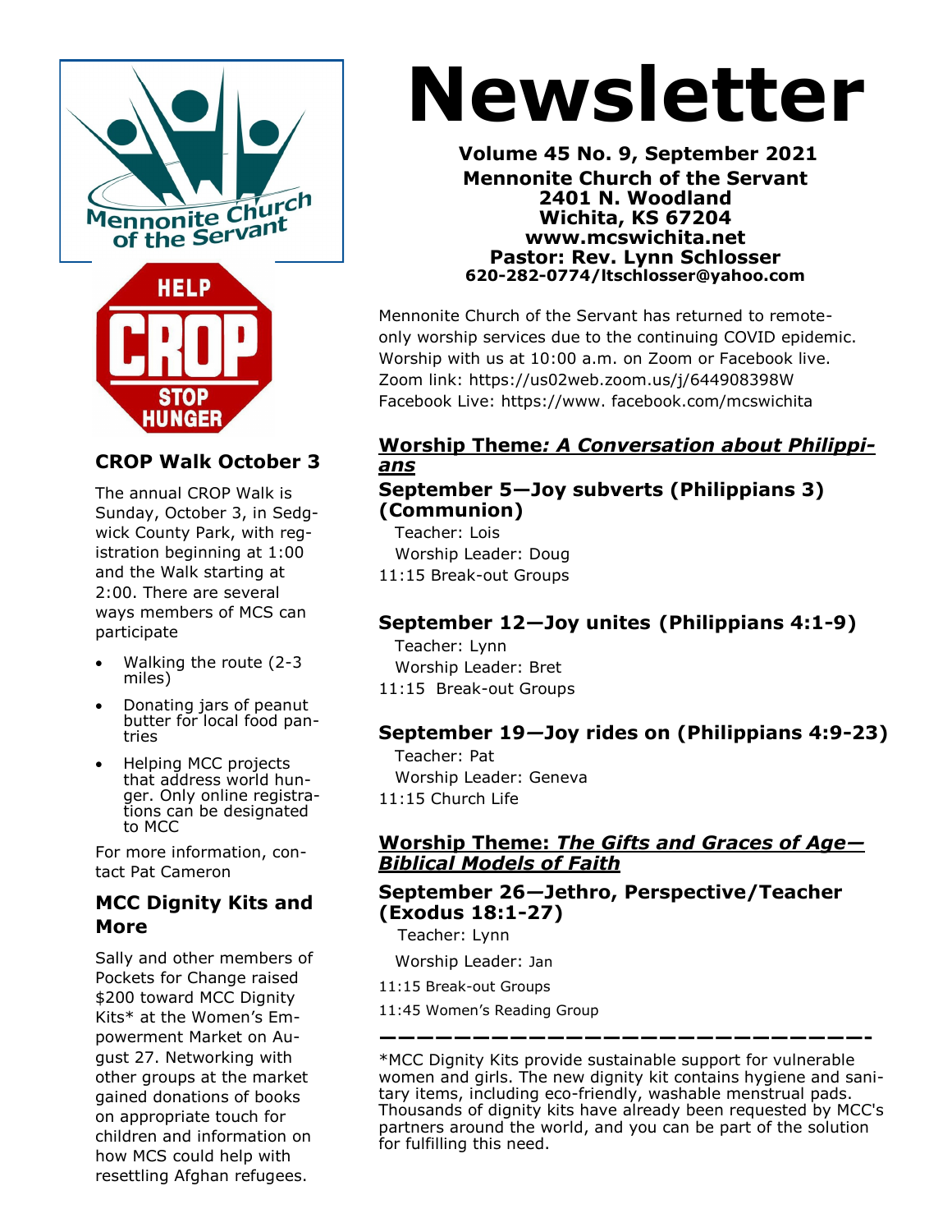# Newsletter

**Volume 45 No. 9, September 2021**
**Mennonite Church of the Servant**
**2401 N. Woodland**
**Wichita, KS 67204**
**www.mcswichita.net**
**Pastor: Rev. Lynn Schlosser**
**620-282-0774/ltschlosser@yahoo.com**

Mennonite Church of the Servant has returned to remote-only worship services due to the continuing COVID epidemic. Worship with us at 10:00 a.m. on Zoom or Facebook live.
Zoom link: https://us02web.zoom.us/j/644908398W
Facebook Live: https://www. facebook.com/mcswichita

## Worship Theme: *A Conversation about Philippians*

### September 5—Joy subverts (Philippians 3) (Communion)

Teacher: Lois
Worship Leader: Doug
11:15 Break-out Groups

### September 12—Joy unites (Philippians 4:1-9)

Teacher: Lynn
Worship Leader: Bret
11:15 Break-out Groups

### September 19—Joy rides on (Philippians 4:9-23)

Teacher: Pat
Worship Leader: Geneva
11:15 Church Life

## Worship Theme: *The Gifts and Graces of Age—Biblical Models of Faith*

### September 26—Jethro, Perspective/Teacher (Exodus 18:1-27)

Teacher: Lynn
Worship Leader: Jan
11:15 Break-out Groups
11:45 Women's Reading Group

---

*MCC Dignity Kits provide sustainable support for vulnerable women and girls. The new dignity kit contains hygiene and sanitary items, including eco-friendly, washable menstrual pads. Thousands of dignity kits have already been requested by MCC's partners around the world, and you can be part of the solution for fulfilling this need.

## CROP Walk October 3

The annual CROP Walk is Sunday, October 3, in Sedgwick County Park, with registration beginning at 1:00 and the Walk starting at 2:00. There are several ways members of MCS can participate

- Walking the route (2-3 miles)
- Donating jars of peanut butter for local food pantries
- Helping MCC projects that address world hunger. Only online registrations can be designated to MCC

For more information, contact Pat Cameron

## MCC Dignity Kits and More

Sally and other members of Pockets for Change raised $200 toward MCC Dignity Kits* at the Women's Empowerment Market on August 27. Networking with other groups at the market gained donations of books on appropriate touch for children and information on how MCS could help with resettling Afghan refugees.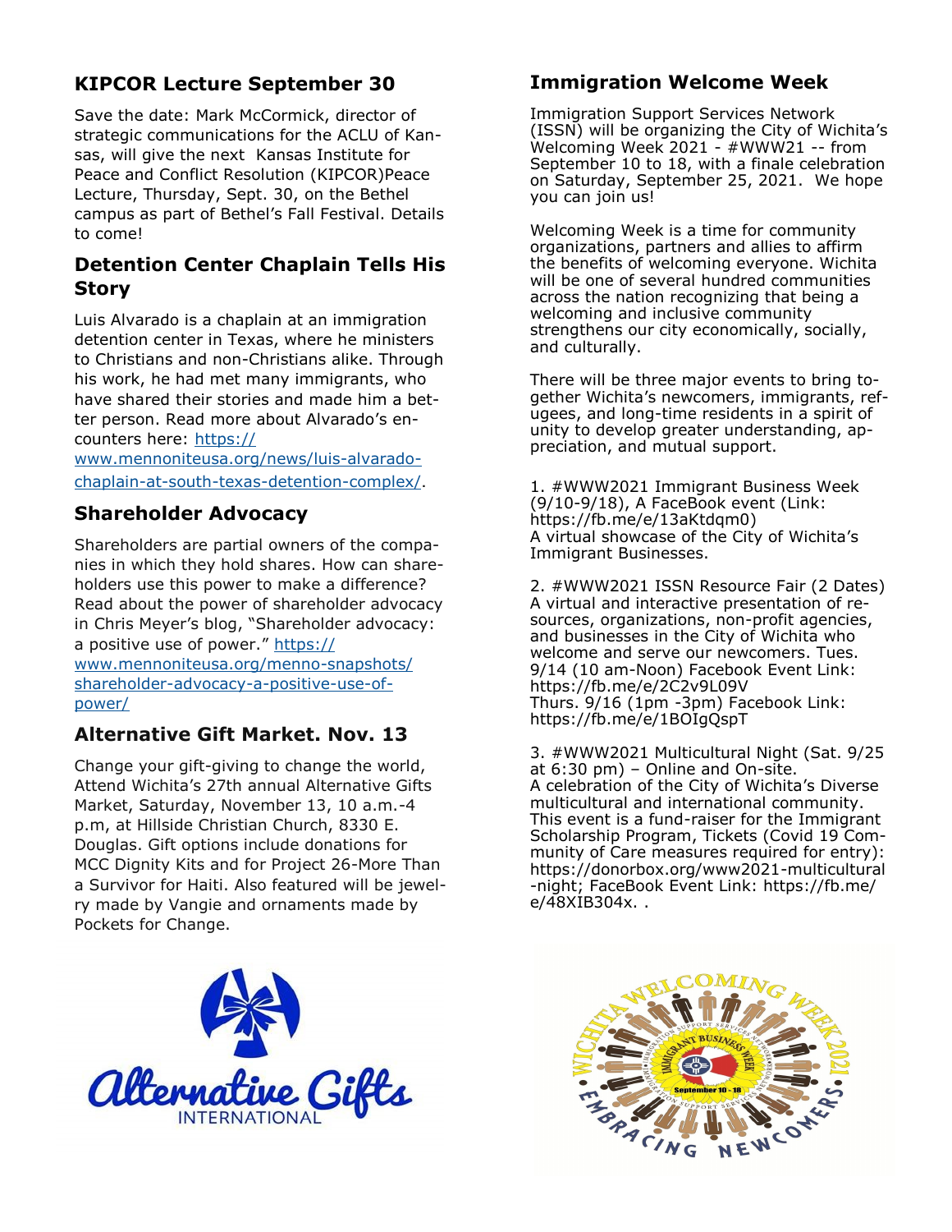## KIPCOR Lecture September 30

Save the date: Mark McCormick, director of strategic communications for the ACLU of Kansas, will give the next Kansas Institute for Peace and Conflict Resolution (KIPCOR)Peace Lecture, Thursday, Sept. 30, on the Bethel campus as part of Bethel's Fall Festival. Details to come!

## Detention Center Chaplain Tells His Story

Luis Alvarado is a chaplain at an immigration detention center in Texas, where he ministers to Christians and non-Christians alike. Through his work, he had met many immigrants, who have shared their stories and made him a better person. Read more about Alvarado's encounters here: https://www.mennoniteusa.org/news/luis-alvarado-chaplain-at-south-texas-detention-complex/.

## Shareholder Advocacy

Shareholders are partial owners of the companies in which they hold shares. How can shareholders use this power to make a difference? Read about the power of shareholder advocacy in Chris Meyer's blog, "Shareholder advocacy: a positive use of power." https://www.mennoniteusa.org/menno-snapshots/shareholder-advocacy-a-positive-use-of-power/

## Alternative Gift Market. Nov. 13

Change your gift-giving to change the world, Attend Wichita's 27th annual Alternative Gifts Market, Saturday, November 13, 10 a.m.-4 p.m, at Hillside Christian Church, 8330 E. Douglas. Gift options include donations for MCC Dignity Kits and for Project 26-More Than a Survivor for Haiti. Also featured will be jewelry made by Vangie and ornaments made by Pockets for Change.

## Immigration Welcome Week

Immigration Support Services Network (ISSN) will be organizing the City of Wichita's Welcoming Week 2021 - #WWW21 -- from September 10 to 18, with a finale celebration on Saturday, September 25, 2021. We hope you can join us!

Welcoming Week is a time for community organizations, partners and allies to affirm the benefits of welcoming everyone. Wichita will be one of several hundred communities across the nation recognizing that being a welcoming and inclusive community strengthens our city economically, socially, and culturally.

There will be three major events to bring together Wichita's newcomers, immigrants, refugees, and long-time residents in a spirit of unity to develop greater understanding, appreciation, and mutual support.

1. #WWW2021 Immigrant Business Week (9/10-9/18), A FaceBook event (Link: https://fb.me/e/13aKtdqm0)
A virtual showcase of the City of Wichita's Immigrant Businesses.

2. #WWW2021 ISSN Resource Fair (2 Dates)
A virtual and interactive presentation of resources, organizations, non-profit agencies, and businesses in the City of Wichita who welcome and serve our newcomers. Tues. 9/14 (10 am-Noon) Facebook Event Link: https://fb.me/e/2C2v9L09V
Thurs. 9/16 (1pm -3pm) Facebook Link: https://fb.me/e/1BOIgQspT

3. #WWW2021 Multicultural Night (Sat. 9/25 at 6:30 pm) – Online and On-site.
A celebration of the City of Wichita's Diverse multicultural and international community. This event is a fund-raiser for the Immigrant Scholarship Program, Tickets (Covid 19 Community of Care measures required for entry): https://donorbox.org/www2021-multicultural-night; FaceBook Event Link: https://fb.me/e/48XIB304x. .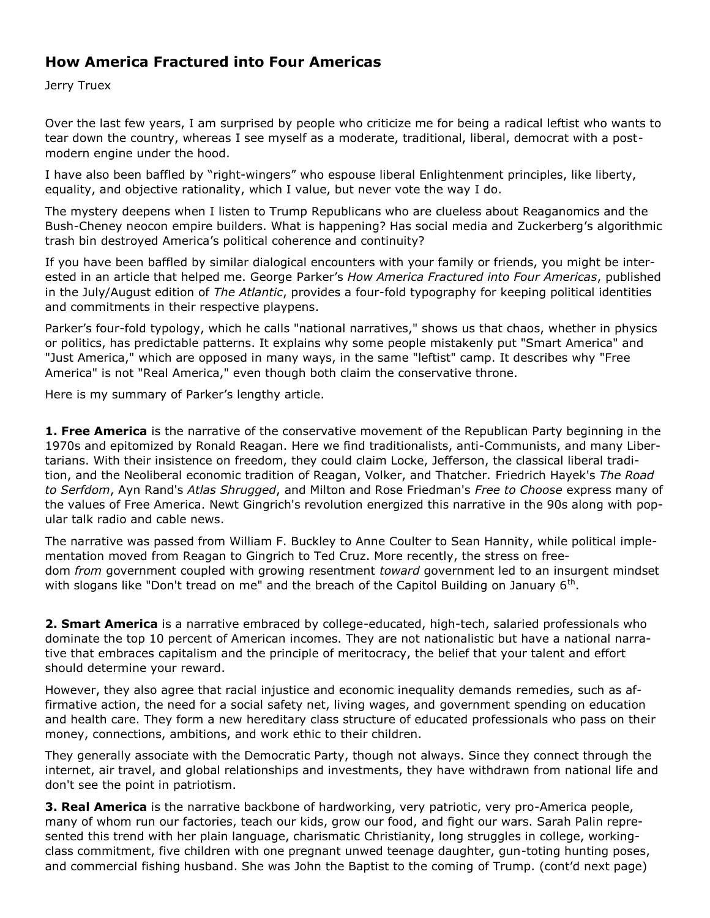## How America Fractured into Four Americas

Jerry Truex

Over the last few years, I am surprised by people who criticize me for being a radical leftist who wants to tear down the country, whereas I see myself as a moderate, traditional, liberal, democrat with a post-modern engine under the hood.

I have also been baffled by "right-wingers" who espouse liberal Enlightenment principles, like liberty, equality, and objective rationality, which I value, but never vote the way I do.

The mystery deepens when I listen to Trump Republicans who are clueless about Reaganomics and the Bush-Cheney neocon empire builders. What is happening? Has social media and Zuckerberg's algorithmic trash bin destroyed America's political coherence and continuity?

If you have been baffled by similar dialogical encounters with your family or friends, you might be interested in an article that helped me. George Parker's *How America Fractured into Four Americas*, published in the July/August edition of *The Atlantic*, provides a four-fold typography for keeping political identities and commitments in their respective playpens.

Parker's four-fold typology, which he calls "national narratives," shows us that chaos, whether in physics or politics, has predictable patterns. It explains why some people mistakenly put "Smart America" and "Just America," which are opposed in many ways, in the same "leftist" camp. It describes why "Free America" is not "Real America," even though both claim the conservative throne.

Here is my summary of Parker's lengthy article.

**1. Free America** is the narrative of the conservative movement of the Republican Party beginning in the 1970s and epitomized by Ronald Reagan. Here we find traditionalists, anti-Communists, and many Libertarians. With their insistence on freedom, they could claim Locke, Jefferson, the classical liberal tradition, and the Neoliberal economic tradition of Reagan, Volker, and Thatcher. Friedrich Hayek's *The Road to Serfdom*, Ayn Rand's *Atlas Shrugged*, and Milton and Rose Friedman's *Free to Choose* express many of the values of Free America. Newt Gingrich's revolution energized this narrative in the 90s along with popular talk radio and cable news.

The narrative was passed from William F. Buckley to Anne Coulter to Sean Hannity, while political implementation moved from Reagan to Gingrich to Ted Cruz. More recently, the stress on freedom *from* government coupled with growing resentment *toward* government led to an insurgent mindset with slogans like "Don't tread on me" and the breach of the Capitol Building on January 6th.

**2. Smart America** is a narrative embraced by college-educated, high-tech, salaried professionals who dominate the top 10 percent of American incomes. They are not nationalistic but have a national narrative that embraces capitalism and the principle of meritocracy, the belief that your talent and effort should determine your reward.

However, they also agree that racial injustice and economic inequality demands remedies, such as affirmative action, the need for a social safety net, living wages, and government spending on education and health care. They form a new hereditary class structure of educated professionals who pass on their money, connections, ambitions, and work ethic to their children.

They generally associate with the Democratic Party, though not always. Since they connect through the internet, air travel, and global relationships and investments, they have withdrawn from national life and don't see the point in patriotism.

**3. Real America** is the narrative backbone of hardworking, very patriotic, very pro-America people, many of whom run our factories, teach our kids, grow our food, and fight our wars. Sarah Palin represented this trend with her plain language, charismatic Christianity, long struggles in college, working-class commitment, five children with one pregnant unwed teenage daughter, gun-toting hunting poses, and commercial fishing husband. She was John the Baptist to the coming of Trump. (cont'd next page)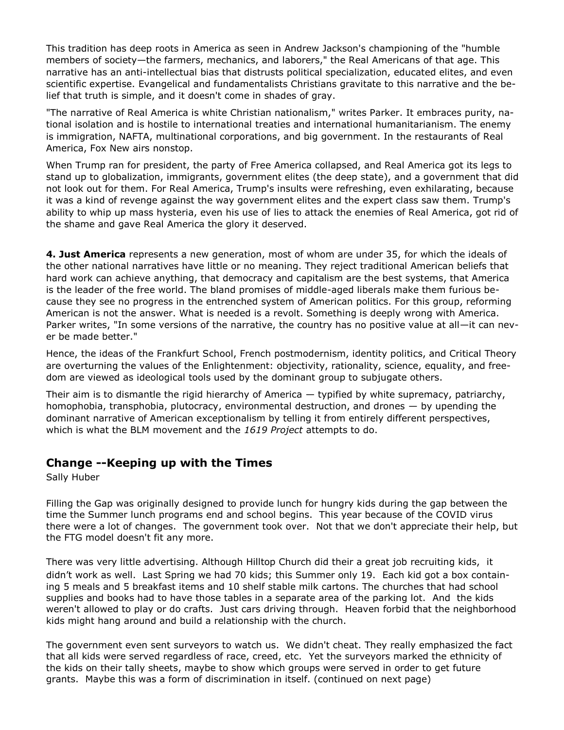This tradition has deep roots in America as seen in Andrew Jackson's championing of the "humble members of society—the farmers, mechanics, and laborers," the Real Americans of that age. This narrative has an anti-intellectual bias that distrusts political specialization, educated elites, and even scientific expertise. Evangelical and fundamentalists Christians gravitate to this narrative and the belief that truth is simple, and it doesn't come in shades of gray.

"The narrative of Real America is white Christian nationalism," writes Parker. It embraces purity, national isolation and is hostile to international treaties and international humanitarianism. The enemy is immigration, NAFTA, multinational corporations, and big government. In the restaurants of Real America, Fox New airs nonstop.

When Trump ran for president, the party of Free America collapsed, and Real America got its legs to stand up to globalization, immigrants, government elites (the deep state), and a government that did not look out for them. For Real America, Trump's insults were refreshing, even exhilarating, because it was a kind of revenge against the way government elites and the expert class saw them. Trump's ability to whip up mass hysteria, even his use of lies to attack the enemies of Real America, got rid of the shame and gave Real America the glory it deserved.

**4. Just America** represents a new generation, most of whom are under 35, for which the ideals of the other national narratives have little or no meaning. They reject traditional American beliefs that hard work can achieve anything, that democracy and capitalism are the best systems, that America is the leader of the free world. The bland promises of middle-aged liberals make them furious because they see no progress in the entrenched system of American politics. For this group, reforming American is not the answer. What is needed is a revolt. Something is deeply wrong with America. Parker writes, "In some versions of the narrative, the country has no positive value at all—it can never be made better."

Hence, the ideas of the Frankfurt School, French postmodernism, identity politics, and Critical Theory are overturning the values of the Enlightenment: objectivity, rationality, science, equality, and freedom are viewed as ideological tools used by the dominant group to subjugate others.

Their aim is to dismantle the rigid hierarchy of America — typified by white supremacy, patriarchy, homophobia, transphobia, plutocracy, environmental destruction, and drones — by upending the dominant narrative of American exceptionalism by telling it from entirely different perspectives, which is what the BLM movement and the *1619 Project* attempts to do.

## Change --Keeping up with the Times

Sally Huber

Filling the Gap was originally designed to provide lunch for hungry kids during the gap between the time the Summer lunch programs end and school begins. This year because of the COVID virus there were a lot of changes. The government took over. Not that we don't appreciate their help, but the FTG model doesn't fit any more.

There was very little advertising. Although Hilltop Church did their a great job recruiting kids, it didn't work as well. Last Spring we had 70 kids; this Summer only 19. Each kid got a box containing 5 meals and 5 breakfast items and 10 shelf stable milk cartons. The churches that had school supplies and books had to have those tables in a separate area of the parking lot. And the kids weren't allowed to play or do crafts. Just cars driving through. Heaven forbid that the neighborhood kids might hang around and build a relationship with the church.

The government even sent surveyors to watch us. We didn't cheat. They really emphasized the fact that all kids were served regardless of race, creed, etc. Yet the surveyors marked the ethnicity of the kids on their tally sheets, maybe to show which groups were served in order to get future grants. Maybe this was a form of discrimination in itself. (continued on next page)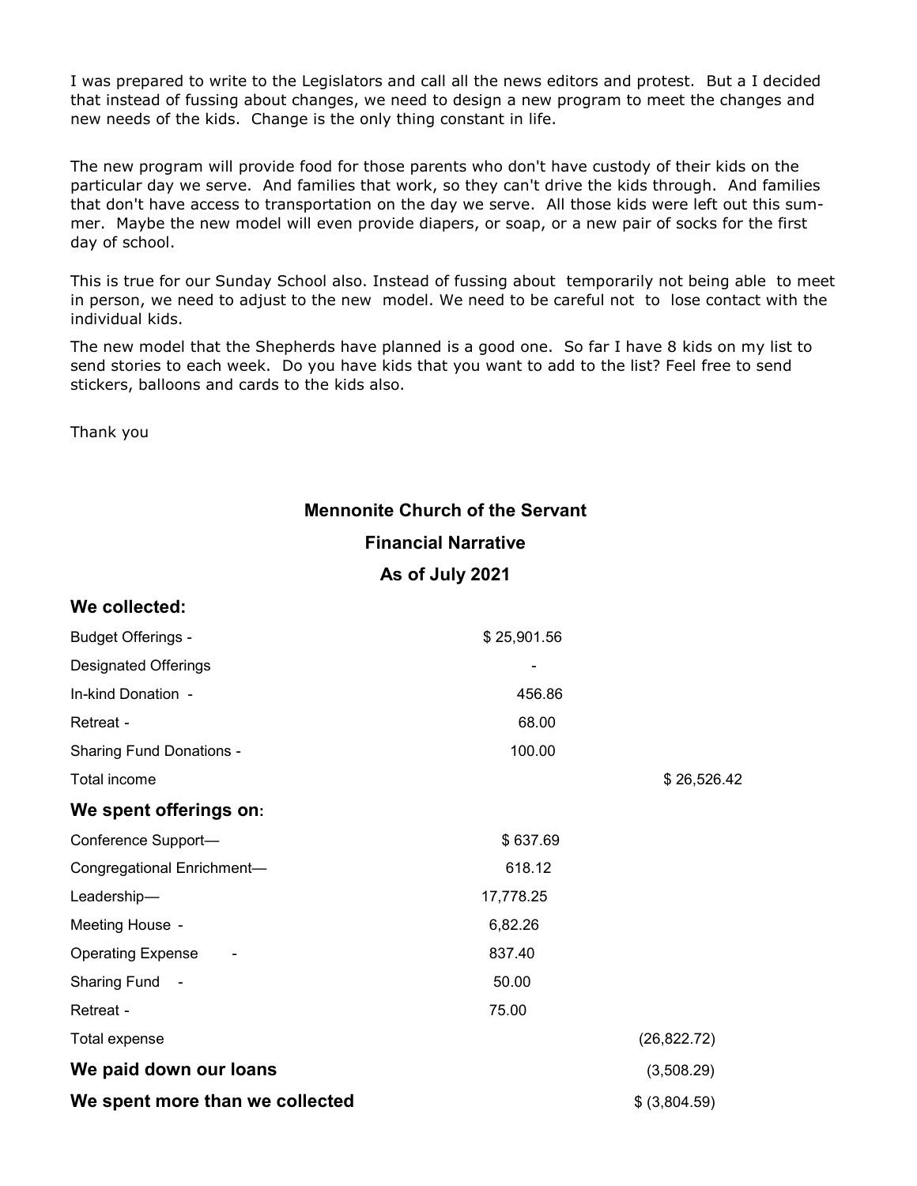I was prepared to write to the Legislators and call all the news editors and protest. But a I decided that instead of fussing about changes, we need to design a new program to meet the changes and new needs of the kids. Change is the only thing constant in life.

The new program will provide food for those parents who don't have custody of their kids on the particular day we serve. And families that work, so they can't drive the kids through. And families that don't have access to transportation on the day we serve. All those kids were left out this summer. Maybe the new model will even provide diapers, or soap, or a new pair of socks for the first day of school.

This is true for our Sunday School also. Instead of fussing about temporarily not being able to meet in person, we need to adjust to the new model. We need to be careful not to lose contact with the individual kids.

The new model that the Shepherds have planned is a good one. So far I have 8 kids on my list to send stories to each week. Do you have kids that you want to add to the list? Feel free to send stickers, balloons and cards to the kids also.

Thank you

## Mennonite Church of the Servant

## Financial Narrative

## As of July 2021

| **We collected:** | | |
|---|---|---|
| Budget Offerings - | $ 25,901.56 | |
| Designated Offerings | - | |
| In-kind Donation - | 456.86 | |
| Retreat - | 68.00 | |
| Sharing Fund Donations - | 100.00 | |
| Total income | | $ 26,526.42 |
| **We spent offerings on:** | | |
| Conference Support— | $ 637.69 | |
| Congregational Enrichment— | 618.12 | |
| Leadership— | 17,778.25 | |
| Meeting House - | 6,82.26 | |
| Operating Expense - | 837.40 | |
| Sharing Fund - | 50.00 | |
| Retreat - | 75.00 | |
| Total expense | | (26,822.72) |
| **We paid down our loans** | | (3,508.29) |
| **We spent more than we collected** | | $ (3,804.59) |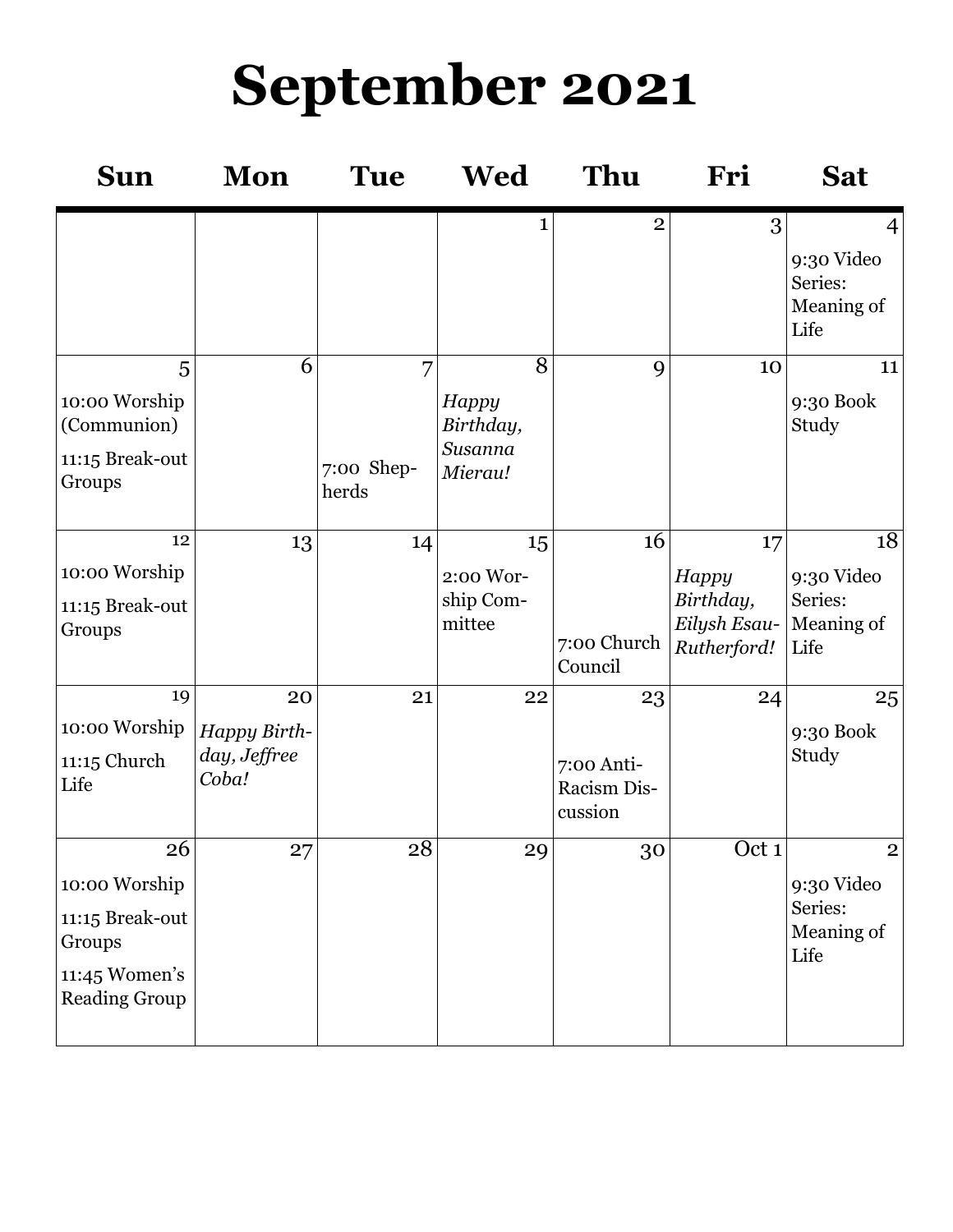# September 2021

| Sun | Mon | Tue | Wed | Thu | Fri | Sat |
|---|---|---|---|---|---|---|
| | | | 1 | 2 | 3 | 4<br>9:30 Video Series: Meaning of Life |
| 5<br>10:00 Worship (Communion)<br>11:15 Break-out Groups | 6 | 7<br>7:00 Shepherds | 8<br>*Happy Birthday, Susanna Mierau!* | 9 | 10 | 11<br>9:30 Book Study |
| 12<br>10:00 Worship<br>11:15 Break-out Groups | 13 | 14 | 15<br>2:00 Worship Committee | 16<br>7:00 Church Council | 17<br>*Happy Birthday, Eilysh Esau-Rutherford!* | 18<br>9:30 Video Series: Meaning of Life |
| 19<br>10:00 Worship<br>11:15 Church Life | 20<br>*Happy Birthday, Jeffree Coba!* | 21 | 22 | 23<br>7:00 Anti-Racism Discussion | 24 | 25<br>9:30 Book Study |
| 26<br>10:00 Worship<br>11:15 Break-out Groups<br>11:45 Women's Reading Group | 27 | 28 | 29 | 30 | Oct 1 | 2<br>9:30 Video Series: Meaning of Life |